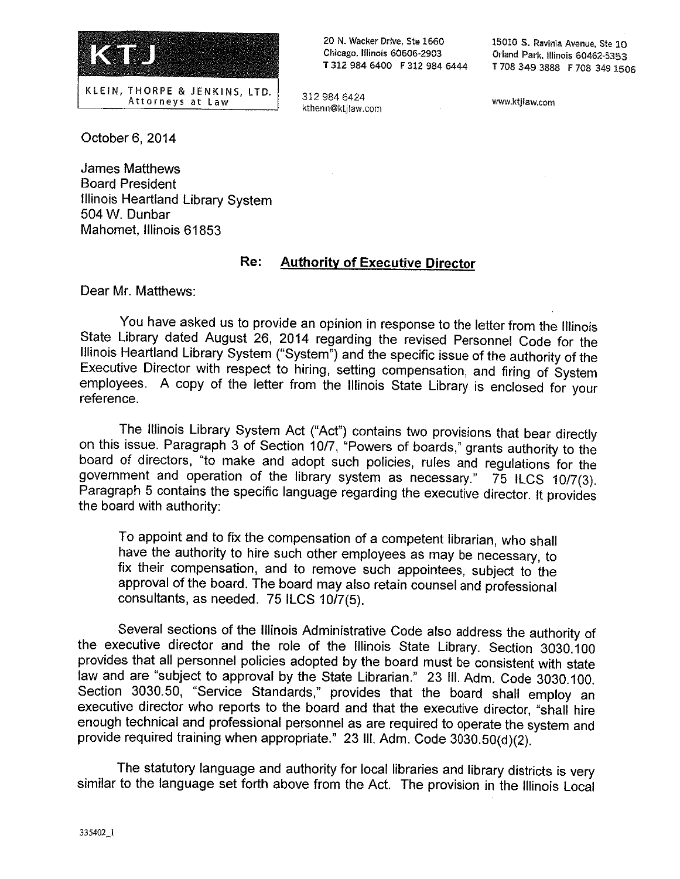**KTJ**

KLEIN, THORPE & JENKINS, LTD.
Attorneys at Law

20 N. Wacker Drive, Ste 1660
Chicago, Illinois 60606-2903
T 312 984 6400 F 312 984 6444

15010 S. Ravinia Avenue, Ste 10
Orland Park, Illinois 60462-5353
T 708 349 3888 F 708 349 1506

312 984 6424
kthenn@ktjlaw.com

www.ktjlaw.com

October 6, 2014

James Matthews
Board President
Illinois Heartland Library System
504 W. Dunbar
Mahomet, Illinois 61853

**Re: Authority of Executive Director**

Dear Mr. Matthews:

You have asked us to provide an opinion in response to the letter from the Illinois State Library dated August 26, 2014 regarding the revised Personnel Code for the Illinois Heartland Library System ("System") and the specific issue of the authority of the Executive Director with respect to hiring, setting compensation, and firing of System employees. A copy of the letter from the Illinois State Library is enclosed for your reference.

The Illinois Library System Act ("Act") contains two provisions that bear directly on this issue. Paragraph 3 of Section 10/7, "Powers of boards," grants authority to the board of directors, "to make and adopt such policies, rules and regulations for the government and operation of the library system as necessary." 75 ILCS 10/7(3). Paragraph 5 contains the specific language regarding the executive director. It provides the board with authority:

> To appoint and to fix the compensation of a competent librarian, who shall have the authority to hire such other employees as may be necessary, to fix their compensation, and to remove such appointees, subject to the approval of the board. The board may also retain counsel and professional consultants, as needed. 75 ILCS 10/7(5).

Several sections of the Illinois Administrative Code also address the authority of the executive director and the role of the Illinois State Library. Section 3030.100 provides that all personnel policies adopted by the board must be consistent with state law and are "subject to approval by the State Librarian." 23 Ill. Adm. Code 3030.100. Section 3030.50, "Service Standards," provides that the board shall employ an executive director who reports to the board and that the executive director, "shall hire enough technical and professional personnel as are required to operate the system and provide required training when appropriate." 23 Ill. Adm. Code 3030.50(d)(2).

The statutory language and authority for local libraries and library districts is very similar to the language set forth above from the Act. The provision in the Illinois Local

335402_1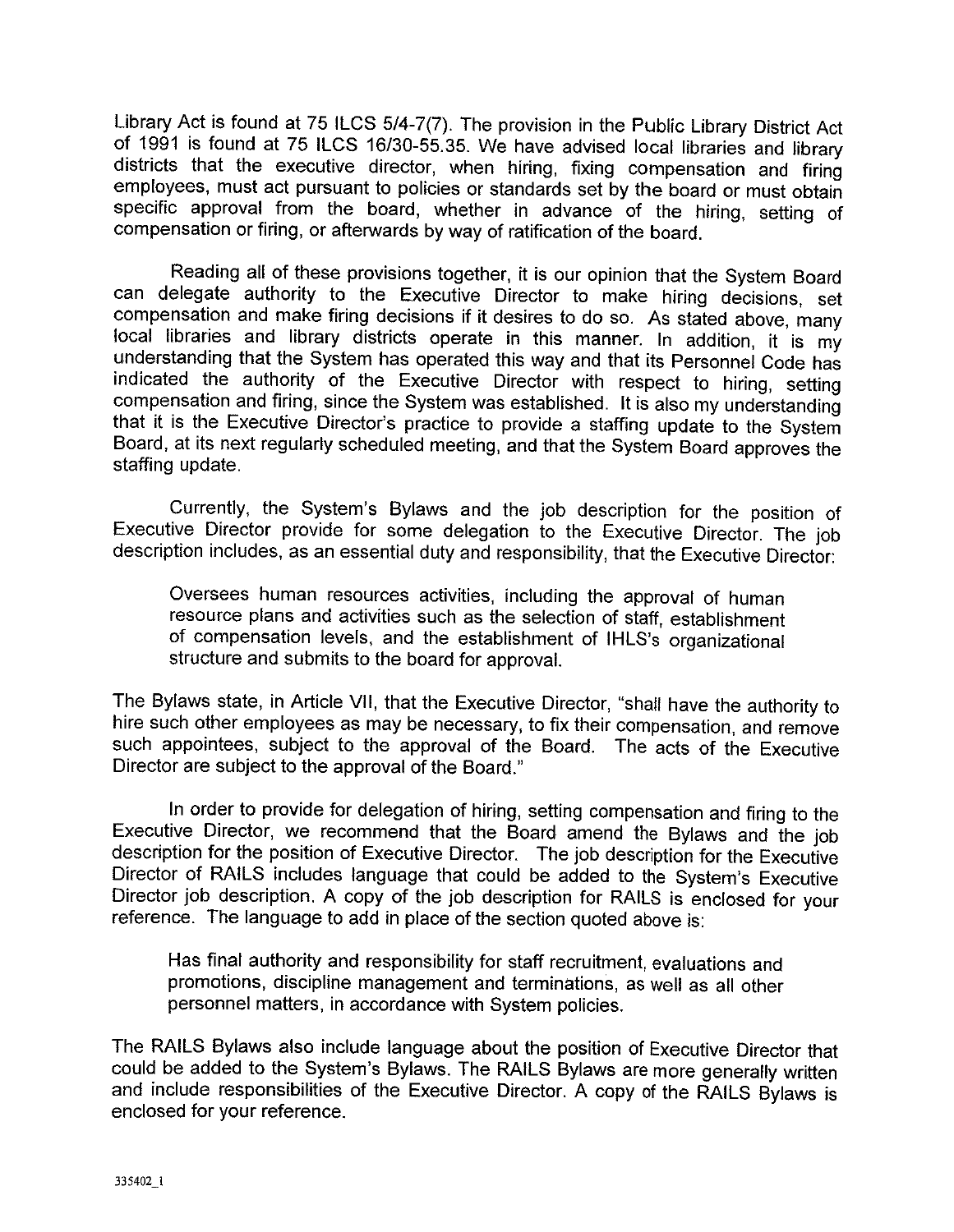Library Act is found at 75 ILCS 5/4-7(7). The provision in the Public Library District Act of 1991 is found at 75 ILCS 16/30-55.35. We have advised local libraries and library districts that the executive director, when hiring, fixing compensation and firing employees, must act pursuant to policies or standards set by the board or must obtain specific approval from the board, whether in advance of the hiring, setting of compensation or firing, or afterwards by way of ratification of the board.

Reading all of these provisions together, it is our opinion that the System Board can delegate authority to the Executive Director to make hiring decisions, set compensation and make firing decisions if it desires to do so. As stated above, many local libraries and library districts operate in this manner. In addition, it is my understanding that the System has operated this way and that its Personnel Code has indicated the authority of the Executive Director with respect to hiring, setting compensation and firing, since the System was established. It is also my understanding that it is the Executive Director's practice to provide a staffing update to the System Board, at its next regularly scheduled meeting, and that the System Board approves the staffing update.

Currently, the System's Bylaws and the job description for the position of Executive Director provide for some delegation to the Executive Director. The job description includes, as an essential duty and responsibility, that the Executive Director:

> Oversees human resources activities, including the approval of human resource plans and activities such as the selection of staff, establishment of compensation levels, and the establishment of IHLS's organizational structure and submits to the board for approval.

The Bylaws state, in Article VII, that the Executive Director, "shall have the authority to hire such other employees as may be necessary, to fix their compensation, and remove such appointees, subject to the approval of the Board. The acts of the Executive Director are subject to the approval of the Board."

In order to provide for delegation of hiring, setting compensation and firing to the Executive Director, we recommend that the Board amend the Bylaws and the job description for the position of Executive Director. The job description for the Executive Director of RAILS includes language that could be added to the System's Executive Director job description. A copy of the job description for RAILS is enclosed for your reference. The language to add in place of the section quoted above is:

> Has final authority and responsibility for staff recruitment, evaluations and promotions, discipline management and terminations, as well as all other personnel matters, in accordance with System policies.

The RAILS Bylaws also include language about the position of Executive Director that could be added to the System's Bylaws. The RAILS Bylaws are more generally written and include responsibilities of the Executive Director. A copy of the RAILS Bylaws is enclosed for your reference.

335402_1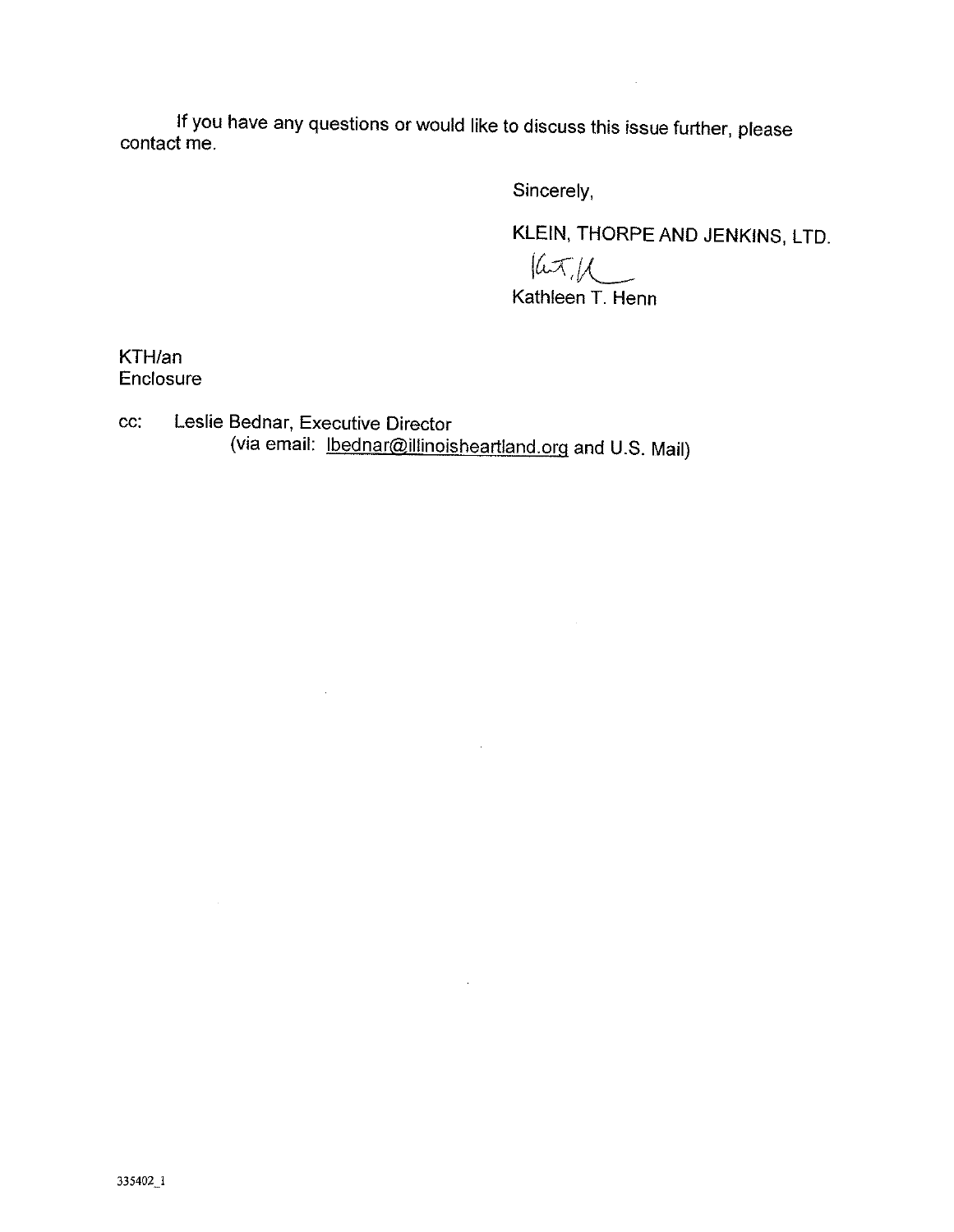If you have any questions or would like to discuss this issue further, please contact me.

Sincerely,

KLEIN, THORPE AND JENKINS, LTD.

Kathleen T. Henn

KTH/an
Enclosure

cc: Leslie Bednar, Executive Director
(via email: lbednar@illinoisheartland.org and U.S. Mail)

335402_1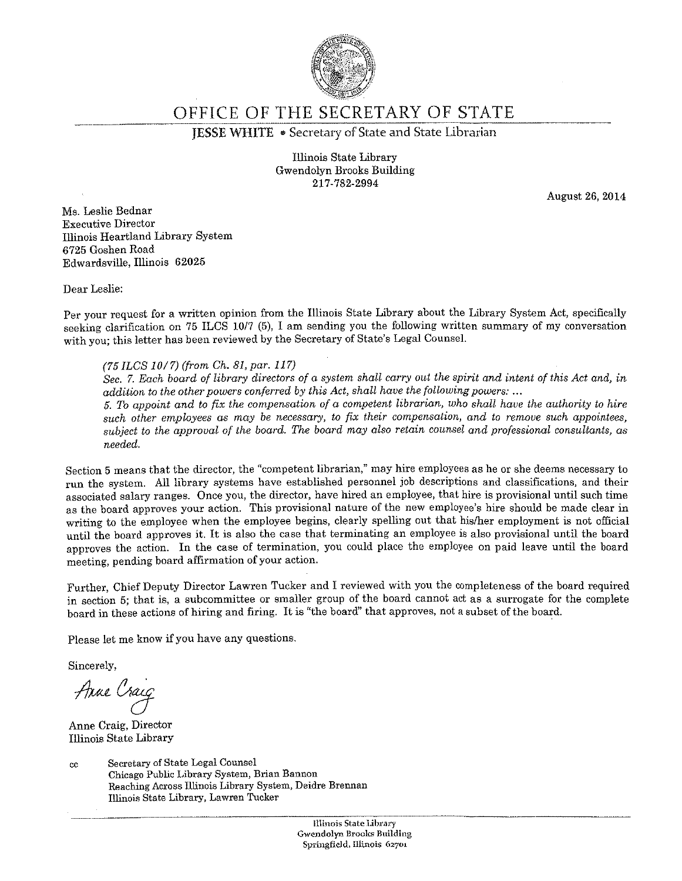# OFFICE OF THE SECRETARY OF STATE

**JESSE WHITE** • Secretary of State and State Librarian

Illinois State Library
Gwendolyn Brooks Building
217-782-2994

August 26, 2014

Ms. Leslie Bednar
Executive Director
Illinois Heartland Library System
6725 Goshen Road
Edwardsville, Illinois 62025

Dear Leslie:

Per your request for a written opinion from the Illinois State Library about the Library System Act, specifically seeking clarification on 75 ILCS 10/7 (5), I am sending you the following written summary of my conversation with you; this letter has been reviewed by the Secretary of State's Legal Counsel.

> *(75 ILCS 10/7) (from Ch. 81, par. 117)*
> *Sec. 7. Each board of library directors of a system shall carry out the spirit and intent of this Act and, in addition to the other powers conferred by this Act, shall have the following powers: ...*
> *5. To appoint and to fix the compensation of a competent librarian, who shall have the authority to hire such other employees as may be necessary, to fix their compensation, and to remove such appointees, subject to the approval of the board. The board may also retain counsel and professional consultants, as needed.*

Section 5 means that the director, the "competent librarian," may hire employees as he or she deems necessary to run the system. All library systems have established personnel job descriptions and classifications, and their associated salary ranges. Once you, the director, have hired an employee, that hire is provisional until such time as the board approves your action. This provisional nature of the new employee's hire should be made clear in writing to the employee when the employee begins, clearly spelling out that his/her employment is not official until the board approves it. It is also the case that terminating an employee is also provisional until the board approves the action. In the case of termination, you could place the employee on paid leave until the board meeting, pending board affirmation of your action.

Further, Chief Deputy Director Lawren Tucker and I reviewed with you the completeness of the board required in section 5; that is, a subcommittee or smaller group of the board cannot act as a surrogate for the complete board in these actions of hiring and firing. It is "the board" that approves, not a subset of the board.

Please let me know if you have any questions.

Sincerely,

Anne Craig

Anne Craig, Director
Illinois State Library

cc Secretary of State Legal Counsel
Chicago Public Library System, Brian Bannon
Reaching Across Illinois Library System, Deidre Brennan
Illinois State Library, Lawren Tucker

Illinois State Library
Gwendolyn Brooks Building
Springfield, Illinois 62701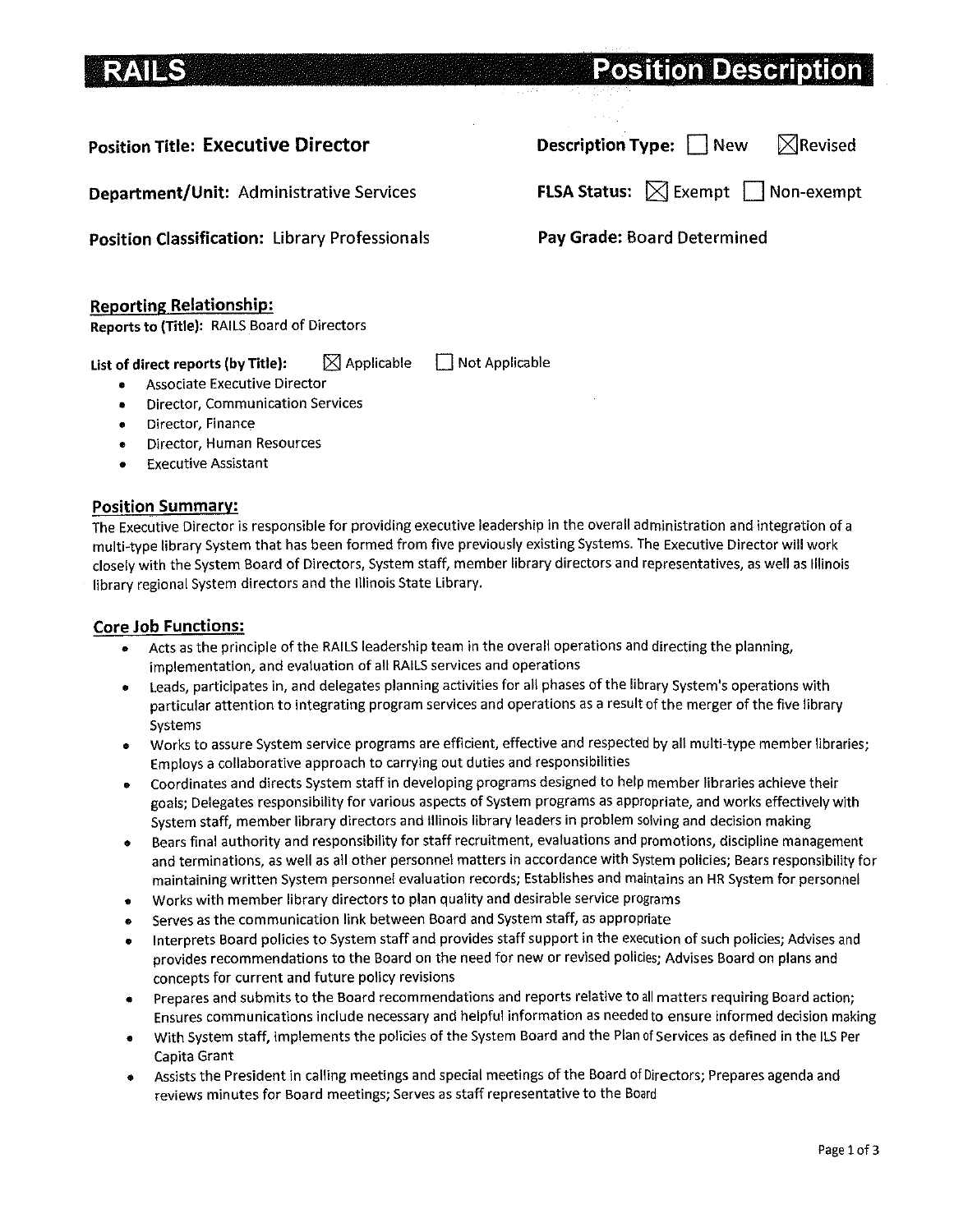# RAILS Position Description

**Position Title: Executive Director**

**Description Type:** ☐ New ☒ Revised

**Department/Unit:** Administrative Services

**FLSA Status:** ☒ Exempt ☐ Non-exempt

**Position Classification:** Library Professionals

**Pay Grade:** Board Determined

## Reporting Relationship:

**Reports to (Title):** RAILS Board of Directors

**List of direct reports (by Title):** ☒ Applicable ☐ Not Applicable

- Associate Executive Director
- Director, Communication Services
- Director, Finance
- Director, Human Resources
- Executive Assistant

## Position Summary:

The Executive Director is responsible for providing executive leadership in the overall administration and integration of a multi-type library System that has been formed from five previously existing Systems. The Executive Director will work closely with the System Board of Directors, System staff, member library directors and representatives, as well as Illinois library regional System directors and the Illinois State Library.

## Core Job Functions:

- Acts as the principle of the RAILS leadership team in the overall operations and directing the planning, implementation, and evaluation of all RAILS services and operations
- Leads, participates in, and delegates planning activities for all phases of the library System's operations with particular attention to integrating program services and operations as a result of the merger of the five library Systems
- Works to assure System service programs are efficient, effective and respected by all multi-type member libraries; Employs a collaborative approach to carrying out duties and responsibilities
- Coordinates and directs System staff in developing programs designed to help member libraries achieve their goals; Delegates responsibility for various aspects of System programs as appropriate, and works effectively with System staff, member library directors and Illinois library leaders in problem solving and decision making
- Bears final authority and responsibility for staff recruitment, evaluations and promotions, discipline management and terminations, as well as all other personnel matters in accordance with System policies; Bears responsibility for maintaining written System personnel evaluation records; Establishes and maintains an HR System for personnel
- Works with member library directors to plan quality and desirable service programs
- Serves as the communication link between Board and System staff, as appropriate
- Interprets Board policies to System staff and provides staff support in the execution of such policies; Advises and provides recommendations to the Board on the need for new or revised policies; Advises Board on plans and concepts for current and future policy revisions
- Prepares and submits to the Board recommendations and reports relative to all matters requiring Board action; Ensures communications include necessary and helpful information as needed to ensure informed decision making
- With System staff, implements the policies of the System Board and the Plan of Services as defined in the ILS Per Capita Grant
- Assists the President in calling meetings and special meetings of the Board of Directors; Prepares agenda and reviews minutes for Board meetings; Serves as staff representative to the Board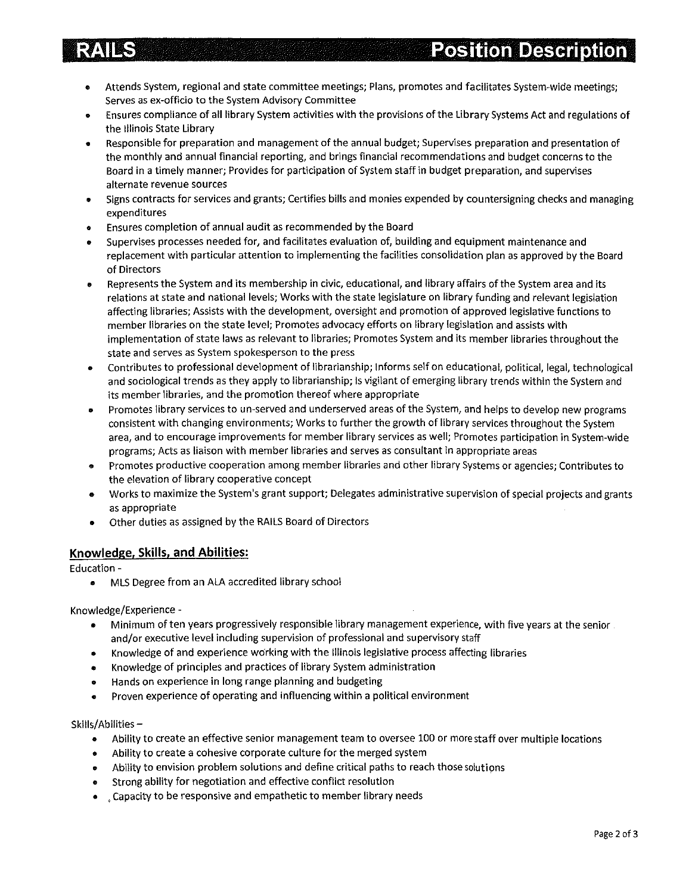- Attends System, regional and state committee meetings; Plans, promotes and facilitates System-wide meetings; Serves as ex-officio to the System Advisory Committee
- Ensures compliance of all library System activities with the provisions of the Library Systems Act and regulations of the Illinois State Library
- Responsible for preparation and management of the annual budget; Supervises preparation and presentation of the monthly and annual financial reporting, and brings financial recommendations and budget concerns to the Board in a timely manner; Provides for participation of System staff in budget preparation, and supervises alternate revenue sources
- Signs contracts for services and grants; Certifies bills and monies expended by countersigning checks and managing expenditures
- Ensures completion of annual audit as recommended by the Board
- Supervises processes needed for, and facilitates evaluation of, building and equipment maintenance and replacement with particular attention to implementing the facilities consolidation plan as approved by the Board of Directors
- Represents the System and its membership in civic, educational, and library affairs of the System area and its relations at state and national levels; Works with the state legislature on library funding and relevant legislation affecting libraries; Assists with the development, oversight and promotion of approved legislative functions to member libraries on the state level; Promotes advocacy efforts on library legislation and assists with implementation of state laws as relevant to libraries; Promotes System and its member libraries throughout the state and serves as System spokesperson to the press
- Contributes to professional development of librarianship; Informs self on educational, political, legal, technological and sociological trends as they apply to librarianship; Is vigilant of emerging library trends within the System and its member libraries, and the promotion thereof where appropriate
- Promotes library services to un-served and underserved areas of the System, and helps to develop new programs consistent with changing environments; Works to further the growth of library services throughout the System area, and to encourage improvements for member library services as well; Promotes participation in System-wide programs; Acts as liaison with member libraries and serves as consultant in appropriate areas
- Promotes productive cooperation among member libraries and other library Systems or agencies; Contributes to the elevation of library cooperative concept
- Works to maximize the System's grant support; Delegates administrative supervision of special projects and grants as appropriate
- Other duties as assigned by the RAILS Board of Directors

## Knowledge, Skills, and Abilities:

Education -

- MLS Degree from an ALA accredited library school

Knowledge/Experience -

- Minimum of ten years progressively responsible library management experience, with five years at the senior and/or executive level including supervision of professional and supervisory staff
- Knowledge of and experience working with the Illinois legislative process affecting libraries
- Knowledge of principles and practices of library System administration
- Hands on experience in long range planning and budgeting
- Proven experience of operating and influencing within a political environment

Skills/Abilities –

- Ability to create an effective senior management team to oversee 100 or more staff over multiple locations
- Ability to create a cohesive corporate culture for the merged system
- Ability to envision problem solutions and define critical paths to reach those solutions
- Strong ability for negotiation and effective conflict resolution
- Capacity to be responsive and empathetic to member library needs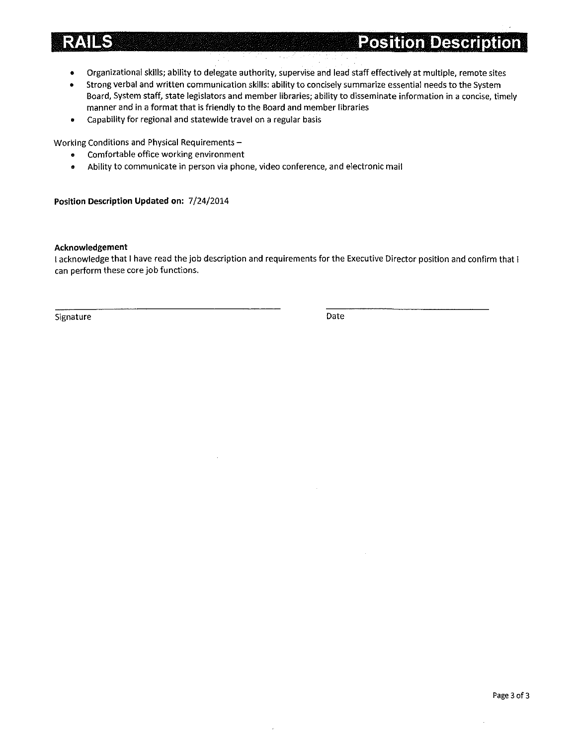- Organizational skills; ability to delegate authority, supervise and lead staff effectively at multiple, remote sites
- Strong verbal and written communication skills: ability to concisely summarize essential needs to the System Board, System staff, state legislators and member libraries; ability to disseminate information in a concise, timely manner and in a format that is friendly to the Board and member libraries
- Capability for regional and statewide travel on a regular basis

Working Conditions and Physical Requirements –

- Comfortable office working environment
- Ability to communicate in person via phone, video conference, and electronic mail

**Position Description Updated on:** 7/24/2014

**Acknowledgement**

I acknowledge that I have read the job description and requirements for the Executive Director position and confirm that I can perform these core job functions.

\_\_\_\_\_\_\_\_\_\_\_\_\_\_\_\_\_\_\_\_\_\_\_\_\_\_\_\_\_\_\_\_\_\_\_\_\_\_\_\_ \_\_\_\_\_\_\_\_\_\_\_\_\_\_\_\_\_\_\_\_\_\_\_\_\_\_\_\_\_\_

Signature Date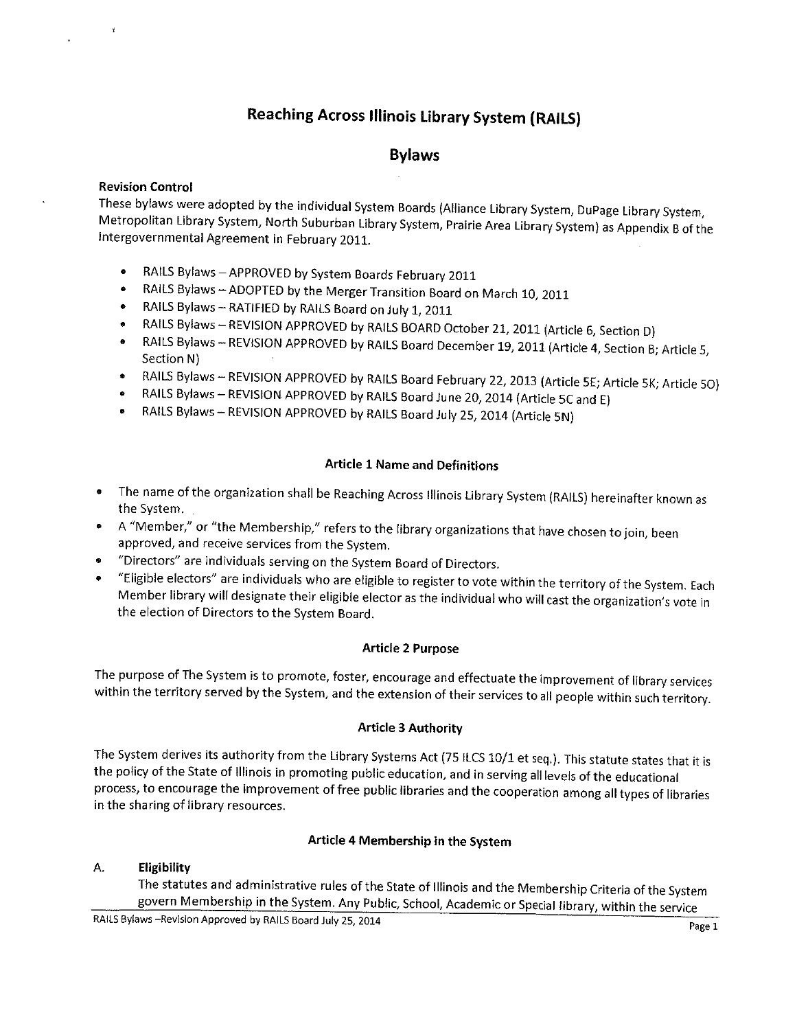# Reaching Across Illinois Library System (RAILS)

## Bylaws

**Revision Control**

These bylaws were adopted by the individual System Boards (Alliance Library System, DuPage Library System, Metropolitan Library System, North Suburban Library System, Prairie Area Library System) as Appendix B of the Intergovernmental Agreement in February 2011.

- RAILS Bylaws – APPROVED by System Boards February 2011
- RAILS Bylaws – ADOPTED by the Merger Transition Board on March 10, 2011
- RAILS Bylaws – RATIFIED by RAILS Board on July 1, 2011
- RAILS Bylaws – REVISION APPROVED by RAILS BOARD October 21, 2011 (Article 6, Section D)
- RAILS Bylaws – REVISION APPROVED by RAILS Board December 19, 2011 (Article 4, Section B; Article 5, Section N)
- RAILS Bylaws – REVISION APPROVED by RAILS Board February 22, 2013 (Article 5E; Article 5K; Article 5O)
- RAILS Bylaws – REVISION APPROVED by RAILS Board June 20, 2014 (Article 5C and E)
- RAILS Bylaws – REVISION APPROVED by RAILS Board July 25, 2014 (Article 5N)

### Article 1 Name and Definitions

- The name of the organization shall be Reaching Across Illinois Library System (RAILS) hereinafter known as the System.
- A "Member," or "the Membership," refers to the library organizations that have chosen to join, been approved, and receive services from the System.
- "Directors" are individuals serving on the System Board of Directors.
- "Eligible electors" are individuals who are eligible to register to vote within the territory of the System. Each Member library will designate their eligible elector as the individual who will cast the organization's vote in the election of Directors to the System Board.

### Article 2 Purpose

The purpose of The System is to promote, foster, encourage and effectuate the improvement of library services within the territory served by the System, and the extension of their services to all people within such territory.

### Article 3 Authority

The System derives its authority from the Library Systems Act (75 ILCS 10/1 et seq.). This statute states that it is the policy of the State of Illinois in promoting public education, and in serving all levels of the educational process, to encourage the improvement of free public libraries and the cooperation among all types of libraries in the sharing of library resources.

### Article 4 Membership in the System

A. **Eligibility**

The statutes and administrative rules of the State of Illinois and the Membership Criteria of the System govern Membership in the System. Any Public, School, Academic or Special library, within the service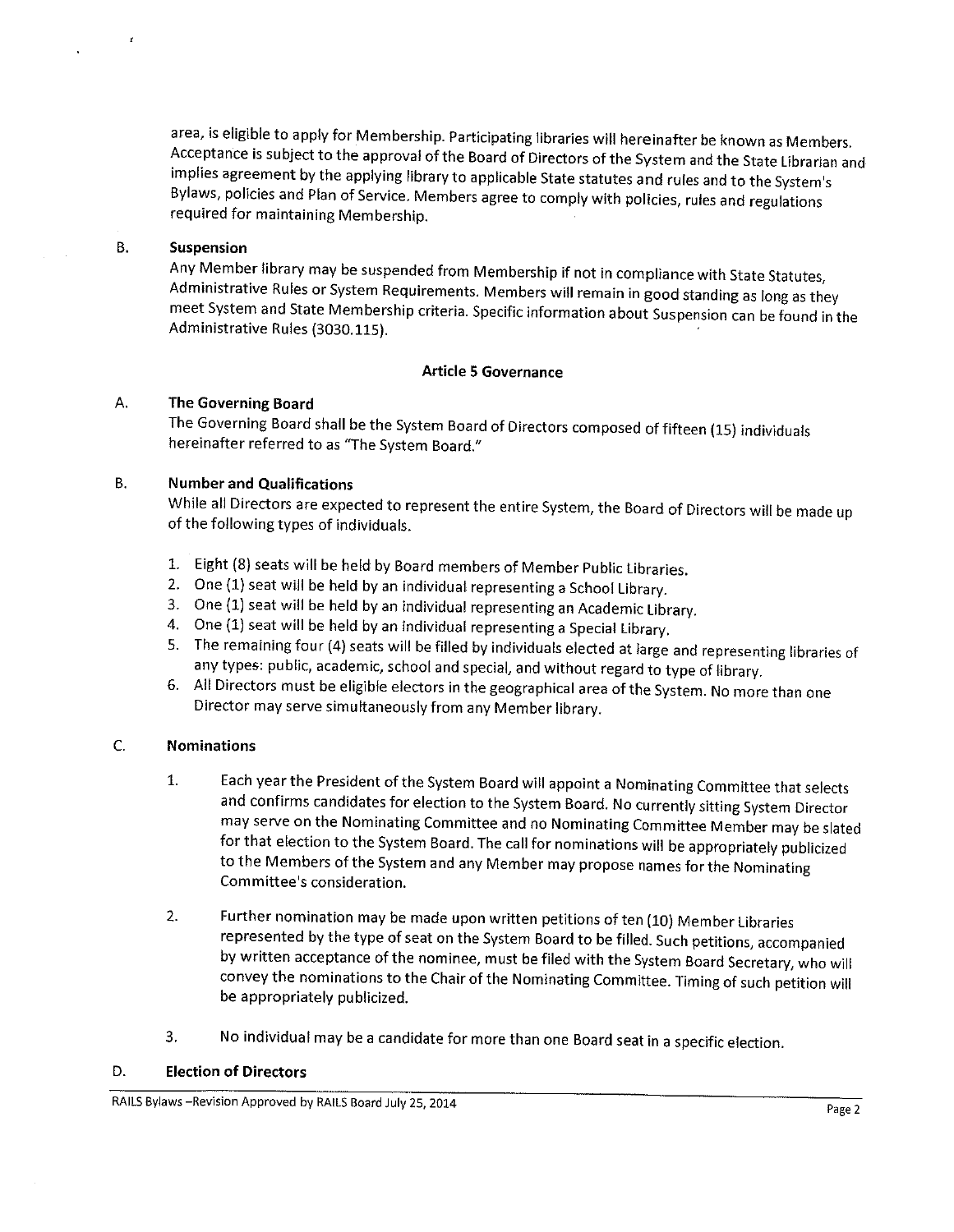area, is eligible to apply for Membership. Participating libraries will hereinafter be known as Members. Acceptance is subject to the approval of the Board of Directors of the System and the State Librarian and implies agreement by the applying library to applicable State statutes and rules and to the System's Bylaws, policies and Plan of Service. Members agree to comply with policies, rules and regulations required for maintaining Membership.

B. **Suspension**

Any Member library may be suspended from Membership if not in compliance with State Statutes, Administrative Rules or System Requirements. Members will remain in good standing as long as they meet System and State Membership criteria. Specific information about Suspension can be found in the Administrative Rules (3030.115).

## Article 5 Governance

A. **The Governing Board**

The Governing Board shall be the System Board of Directors composed of fifteen (15) individuals hereinafter referred to as "The System Board."

B. **Number and Qualifications**

While all Directors are expected to represent the entire System, the Board of Directors will be made up of the following types of individuals.

1. Eight (8) seats will be held by Board members of Member Public Libraries.
2. One (1) seat will be held by an individual representing a School Library.
3. One (1) seat will be held by an individual representing an Academic Library.
4. One (1) seat will be held by an individual representing a Special Library.
5. The remaining four (4) seats will be filled by individuals elected at large and representing libraries of any types: public, academic, school and special, and without regard to type of library.
6. All Directors must be eligible electors in the geographical area of the System. No more than one Director may serve simultaneously from any Member library.

C. **Nominations**

1. Each year the President of the System Board will appoint a Nominating Committee that selects and confirms candidates for election to the System Board. No currently sitting System Director may serve on the Nominating Committee and no Nominating Committee Member may be slated for that election to the System Board. The call for nominations will be appropriately publicized to the Members of the System and any Member may propose names for the Nominating Committee's consideration.

2. Further nomination may be made upon written petitions of ten (10) Member Libraries represented by the type of seat on the System Board to be filled. Such petitions, accompanied by written acceptance of the nominee, must be filed with the System Board Secretary, who will convey the nominations to the Chair of the Nominating Committee. Timing of such petition will be appropriately publicized.

3. No individual may be a candidate for more than one Board seat in a specific election.

D. **Election of Directors**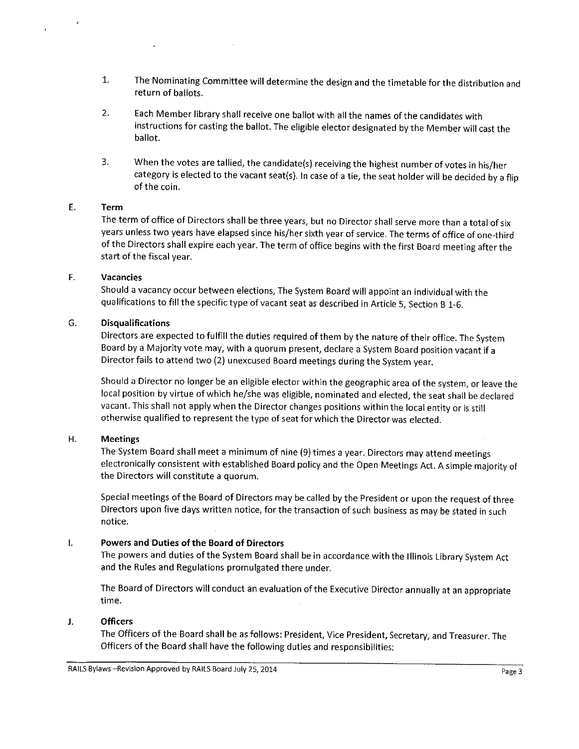1. The Nominating Committee will determine the design and the timetable for the distribution and return of ballots.

2. Each Member library shall receive one ballot with all the names of the candidates with instructions for casting the ballot. The eligible elector designated by the Member will cast the ballot.

3. When the votes are tallied, the candidate(s) receiving the highest number of votes in his/her category is elected to the vacant seat(s). In case of a tie, the seat holder will be decided by a flip of the coin.

## E. Term

The term of office of Directors shall be three years, but no Director shall serve more than a total of six years unless two years have elapsed since his/her sixth year of service. The terms of office of one-third of the Directors shall expire each year. The term of office begins with the first Board meeting after the start of the fiscal year.

## F. Vacancies

Should a vacancy occur between elections, The System Board will appoint an individual with the qualifications to fill the specific type of vacant seat as described in Article 5, Section B 1-6.

## G. Disqualifications

Directors are expected to fulfill the duties required of them by the nature of their office. The System Board by a Majority vote may, with a quorum present, declare a System Board position vacant if a Director fails to attend two (2) unexcused Board meetings during the System year.

Should a Director no longer be an eligible elector within the geographic area of the system, or leave the local position by virtue of which he/she was eligible, nominated and elected, the seat shall be declared vacant. This shall not apply when the Director changes positions within the local entity or is still otherwise qualified to represent the type of seat for which the Director was elected.

## H. Meetings

The System Board shall meet a minimum of nine (9) times a year. Directors may attend meetings electronically consistent with established Board policy and the Open Meetings Act. A simple majority of the Directors will constitute a quorum.

Special meetings of the Board of Directors may be called by the President or upon the request of three Directors upon five days written notice, for the transaction of such business as may be stated in such notice.

## I. Powers and Duties of the Board of Directors

The powers and duties of the System Board shall be in accordance with the Illinois Library System Act and the Rules and Regulations promulgated there under.

The Board of Directors will conduct an evaluation of the Executive Director annually at an appropriate time.

## J. Officers

The Officers of the Board shall be as follows: President, Vice President, Secretary, and Treasurer. The Officers of the Board shall have the following duties and responsibilities: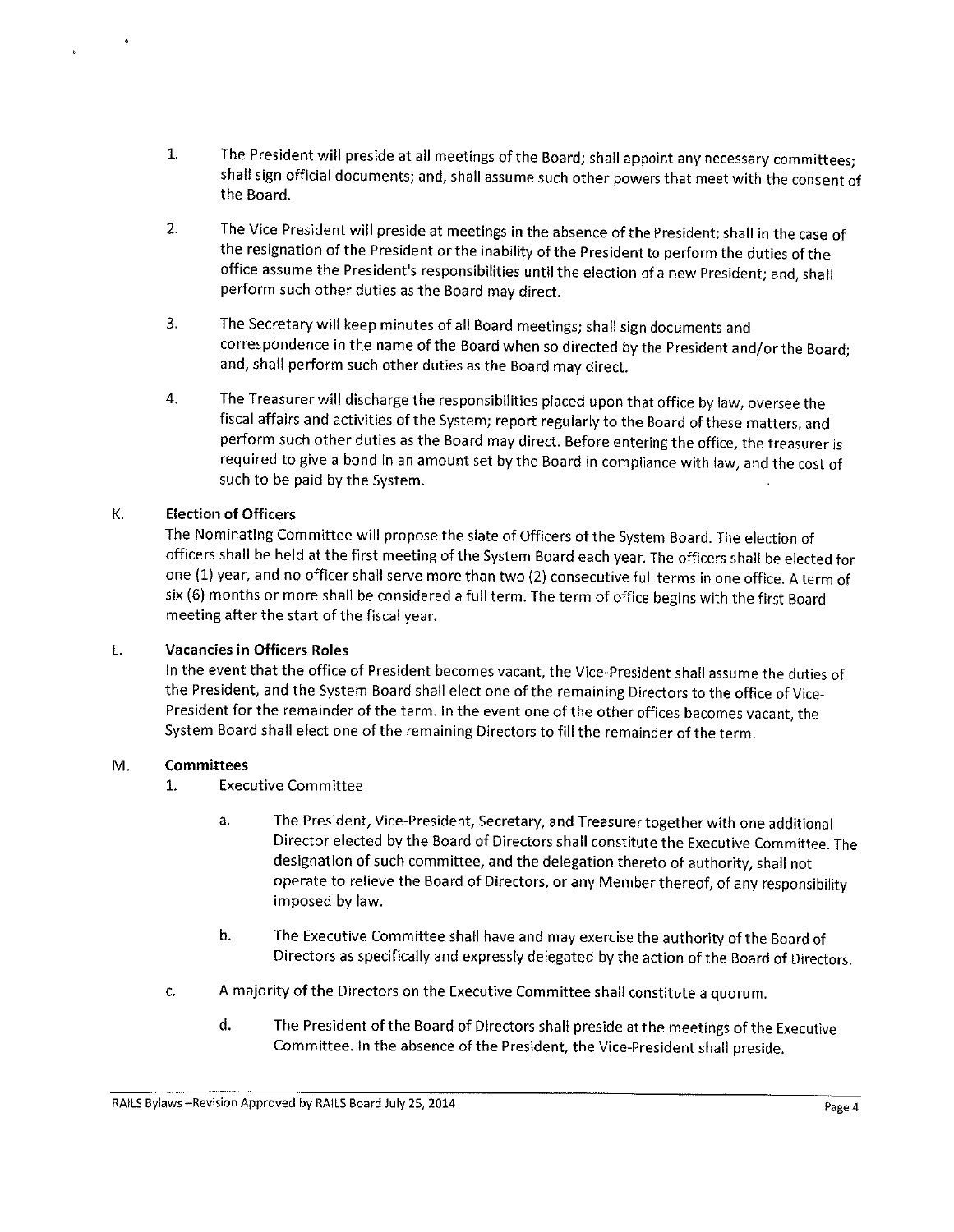1. The President will preside at all meetings of the Board; shall appoint any necessary committees; shall sign official documents; and, shall assume such other powers that meet with the consent of the Board.

2. The Vice President will preside at meetings in the absence of the President; shall in the case of the resignation of the President or the inability of the President to perform the duties of the office assume the President's responsibilities until the election of a new President; and, shall perform such other duties as the Board may direct.

3. The Secretary will keep minutes of all Board meetings; shall sign documents and correspondence in the name of the Board when so directed by the President and/or the Board; and, shall perform such other duties as the Board may direct.

4. The Treasurer will discharge the responsibilities placed upon that office by law, oversee the fiscal affairs and activities of the System; report regularly to the Board of these matters, and perform such other duties as the Board may direct. Before entering the office, the treasurer is required to give a bond in an amount set by the Board in compliance with law, and the cost of such to be paid by the System.

K. **Election of Officers**

The Nominating Committee will propose the slate of Officers of the System Board. The election of officers shall be held at the first meeting of the System Board each year. The officers shall be elected for one (1) year, and no officer shall serve more than two (2) consecutive full terms in one office. A term of six (6) months or more shall be considered a full term. The term of office begins with the first Board meeting after the start of the fiscal year.

L. **Vacancies in Officers Roles**

In the event that the office of President becomes vacant, the Vice-President shall assume the duties of the President, and the System Board shall elect one of the remaining Directors to the office of Vice-President for the remainder of the term. In the event one of the other offices becomes vacant, the System Board shall elect one of the remaining Directors to fill the remainder of the term.

M. **Committees**

1. Executive Committee

   a. The President, Vice-President, Secretary, and Treasurer together with one additional Director elected by the Board of Directors shall constitute the Executive Committee. The designation of such committee, and the delegation thereto of authority, shall not operate to relieve the Board of Directors, or any Member thereof, of any responsibility imposed by law.

   b. The Executive Committee shall have and may exercise the authority of the Board of Directors as specifically and expressly delegated by the action of the Board of Directors.

   c. A majority of the Directors on the Executive Committee shall constitute a quorum.

   d. The President of the Board of Directors shall preside at the meetings of the Executive Committee. In the absence of the President, the Vice-President shall preside.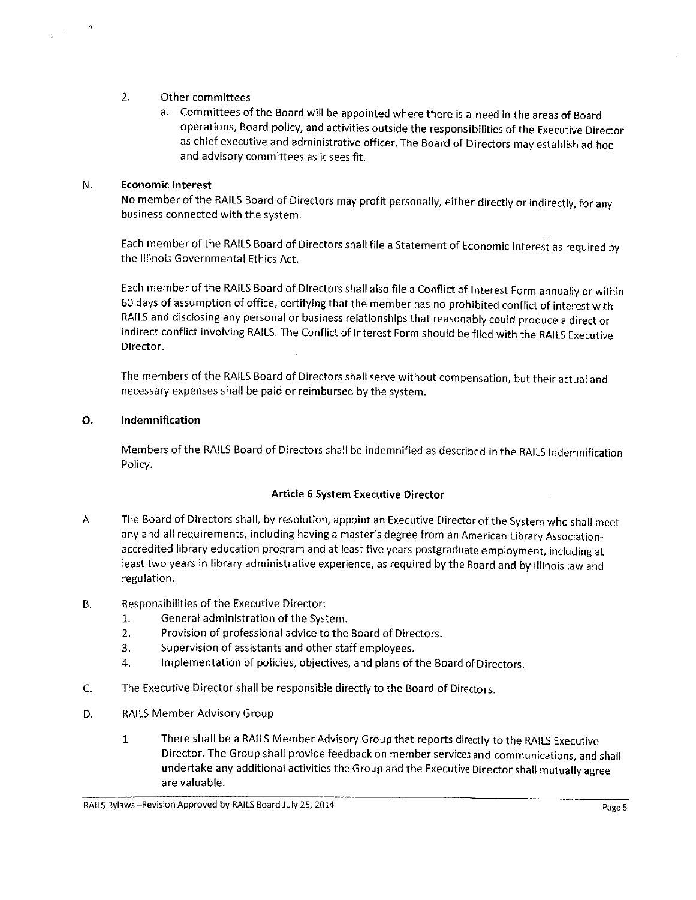2. Other committees
    a. Committees of the Board will be appointed where there is a need in the areas of Board operations, Board policy, and activities outside the responsibilities of the Executive Director as chief executive and administrative officer. The Board of Directors may establish ad hoc and advisory committees as it sees fit.

N. **Economic Interest**

No member of the RAILS Board of Directors may profit personally, either directly or indirectly, for any business connected with the system.

Each member of the RAILS Board of Directors shall file a Statement of Economic Interest as required by the Illinois Governmental Ethics Act.

Each member of the RAILS Board of Directors shall also file a Conflict of Interest Form annually or within 60 days of assumption of office, certifying that the member has no prohibited conflict of interest with RAILS and disclosing any personal or business relationships that reasonably could produce a direct or indirect conflict involving RAILS. The Conflict of Interest Form should be filed with the RAILS Executive Director.

The members of the RAILS Board of Directors shall serve without compensation, but their actual and necessary expenses shall be paid or reimbursed by the system.

O. **Indemnification**

Members of the RAILS Board of Directors shall be indemnified as described in the RAILS Indemnification Policy.

## Article 6 System Executive Director

A. The Board of Directors shall, by resolution, appoint an Executive Director of the System who shall meet any and all requirements, including having a master's degree from an American Library Association-accredited library education program and at least five years postgraduate employment, including at least two years in library administrative experience, as required by the Board and by Illinois law and regulation.

B. Responsibilities of the Executive Director:
    1. General administration of the System.
    2. Provision of professional advice to the Board of Directors.
    3. Supervision of assistants and other staff employees.
    4. Implementation of policies, objectives, and plans of the Board of Directors.

C. The Executive Director shall be responsible directly to the Board of Directors.

D. RAILS Member Advisory Group
    1 There shall be a RAILS Member Advisory Group that reports directly to the RAILS Executive Director. The Group shall provide feedback on member services and communications, and shall undertake any additional activities the Group and the Executive Director shall mutually agree are valuable.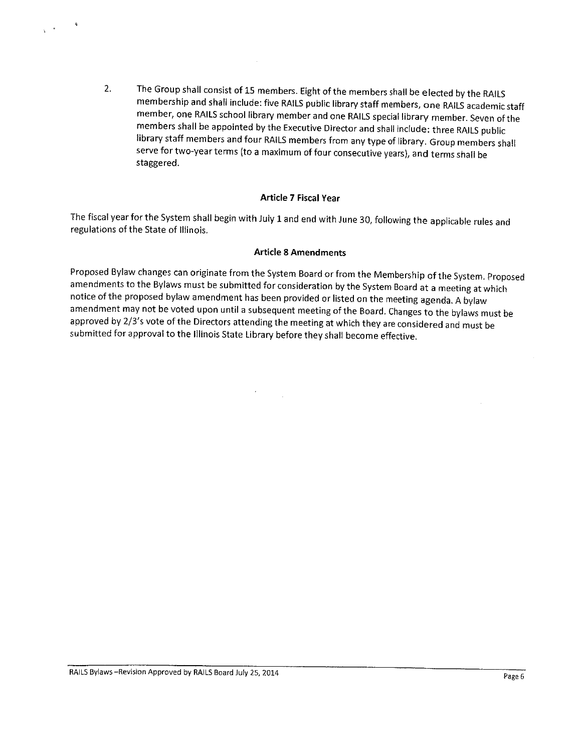2. The Group shall consist of 15 members. Eight of the members shall be elected by the RAILS membership and shall include: five RAILS public library staff members, one RAILS academic staff member, one RAILS school library member and one RAILS special library member. Seven of the members shall be appointed by the Executive Director and shall include: three RAILS public library staff members and four RAILS members from any type of library. Group members shall serve for two-year terms (to a maximum of four consecutive years), and terms shall be staggered.

### Article 7 Fiscal Year

The fiscal year for the System shall begin with July 1 and end with June 30, following the applicable rules and regulations of the State of Illinois.

### Article 8 Amendments

Proposed Bylaw changes can originate from the System Board or from the Membership of the System. Proposed amendments to the Bylaws must be submitted for consideration by the System Board at a meeting at which notice of the proposed bylaw amendment has been provided or listed on the meeting agenda. A bylaw amendment may not be voted upon until a subsequent meeting of the Board. Changes to the bylaws must be approved by 2/3's vote of the Directors attending the meeting at which they are considered and must be submitted for approval to the Illinois State Library before they shall become effective.